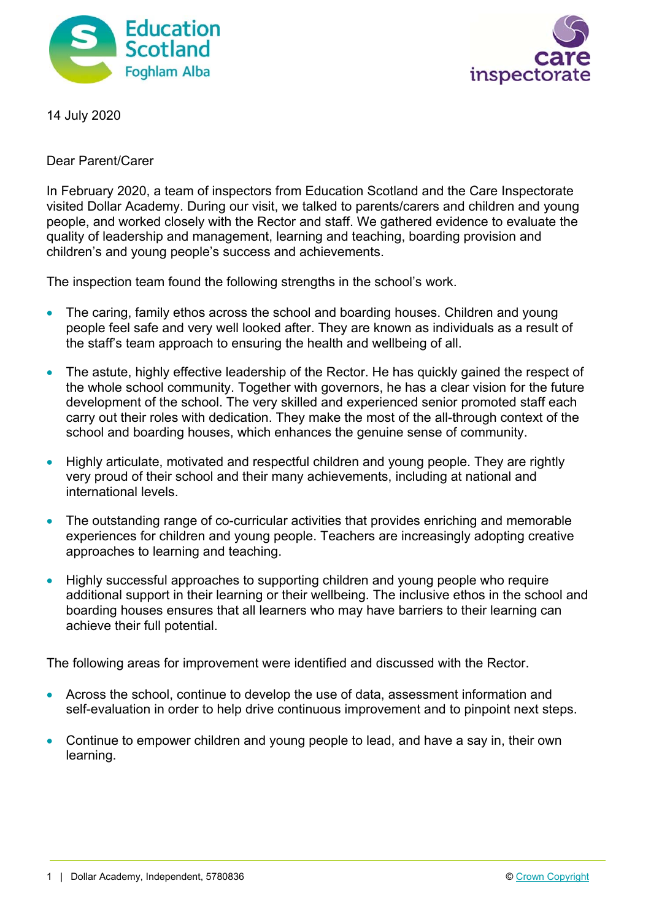14 July 2020

Dear Parent/Carer

In February 2020, a team of inspectors from Education Scotland and the Care Inspectorate visited Dollar Academy. During our visit, we talked to parents/carers and children and young people, and worked closely with the Rector and staff. We gathered evidence to evaluate the quality of leadership and management, learning and teaching, boarding provision and children's and young people's success and achievements.

The inspection team found the following strengths in the school's work.

- The caring, family ethos across the school and boarding houses. Children and young people feel safe and very well looked after. They are known as individuals as a result of the staff's team approach to ensuring the health and wellbeing of all.
- The astute, highly effective leadership of the Rector. He has quickly gained the respect of the whole school community. Together with governors, he has a clear vision for the future development of the school. The very skilled and experienced senior promoted staff each carry out their roles with dedication. They make the most of the all-through context of the school and boarding houses, which enhances the genuine sense of community.
- Highly articulate, motivated and respectful children and young people. They are rightly very proud of their school and their many achievements, including at national and international levels.
- The outstanding range of co-curricular activities that provides enriching and memorable experiences for children and young people. Teachers are increasingly adopting creative approaches to learning and teaching.
- Highly successful approaches to supporting children and young people who require additional support in their learning or their wellbeing. The inclusive ethos in the school and boarding houses ensures that all learners who may have barriers to their learning can achieve their full potential.

The following areas for improvement were identified and discussed with the Rector.

- Across the school, continue to develop the use of data, assessment information and self-evaluation in order to help drive continuous improvement and to pinpoint next steps.
- Continue to empower children and young people to lead, and have a say in, their own learning.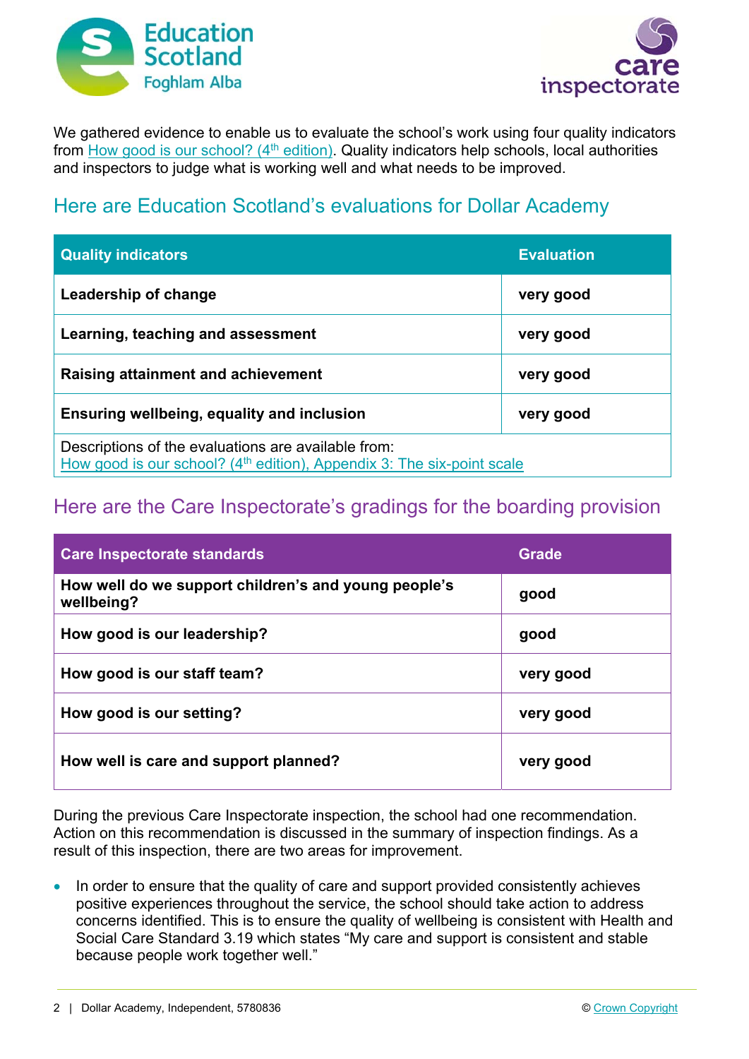We gathered evidence to enable us to evaluate the school's work using four quality indicators from How good is our school? (4th edition). Quality indicators help schools, local authorities and inspectors to judge what is working well and what needs to be improved.

## Here are Education Scotland's evaluations for Dollar Academy

| Quality indicators | Evaluation |
|---|---|
| **Leadership of change** | **very good** |
| **Learning, teaching and assessment** | **very good** |
| **Raising attainment and achievement** | **very good** |
| **Ensuring wellbeing, equality and inclusion** | **very good** |
| Descriptions of the evaluations are available from: How good is our school? (4th edition), Appendix 3: The six-point scale | |

## Here are the Care Inspectorate's gradings for the boarding provision

| Care Inspectorate standards | Grade |
|---|---|
| **How well do we support children's and young people's wellbeing?** | **good** |
| **How good is our leadership?** | **good** |
| **How good is our staff team?** | **very good** |
| **How good is our setting?** | **very good** |
| **How well is care and support planned?** | **very good** |

During the previous Care Inspectorate inspection, the school had one recommendation. Action on this recommendation is discussed in the summary of inspection findings. As a result of this inspection, there are two areas for improvement.

- In order to ensure that the quality of care and support provided consistently achieves positive experiences throughout the service, the school should take action to address concerns identified. This is to ensure the quality of wellbeing is consistent with Health and Social Care Standard 3.19 which states "My care and support is consistent and stable because people work together well."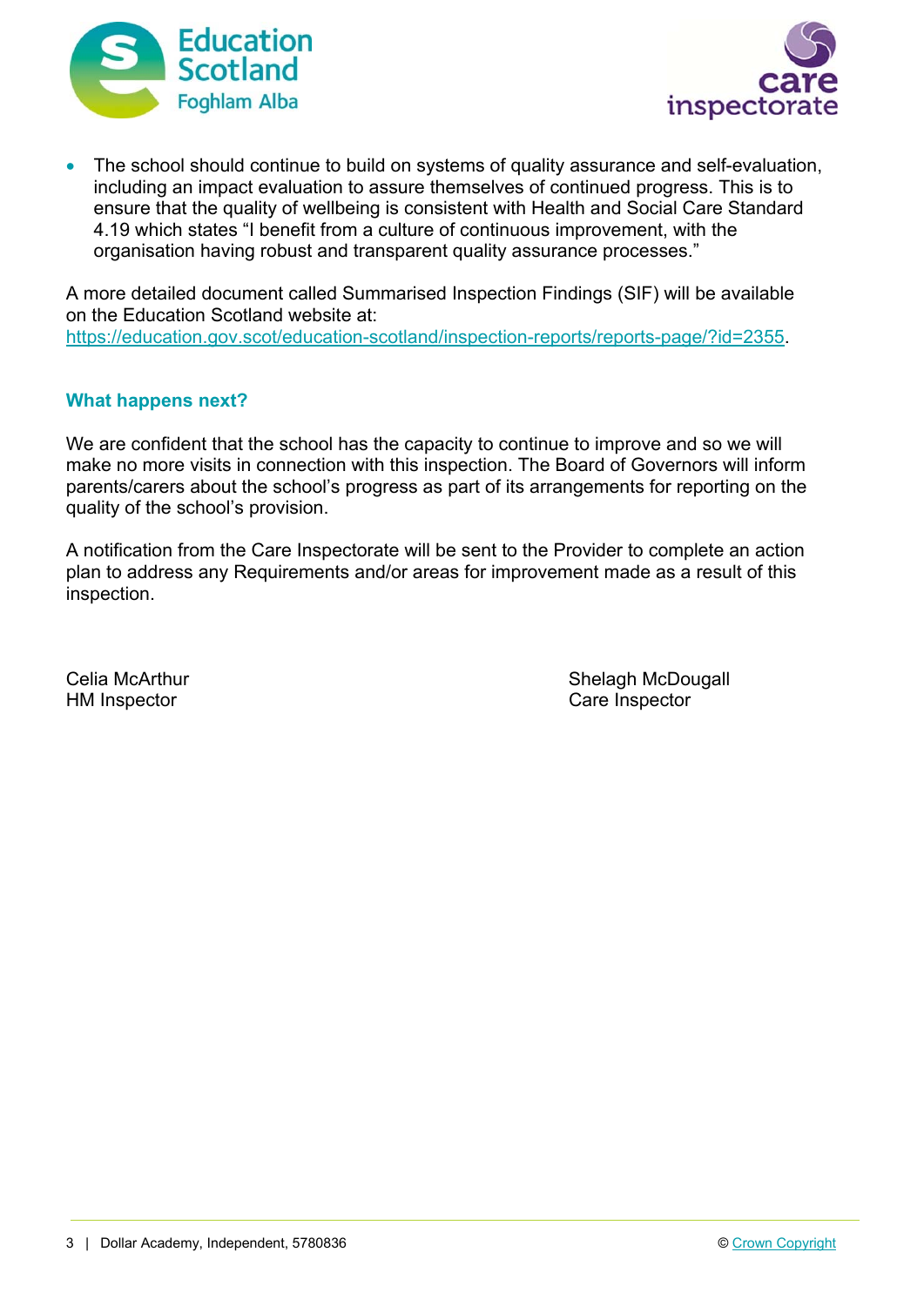- The school should continue to build on systems of quality assurance and self-evaluation, including an impact evaluation to assure themselves of continued progress. This is to ensure that the quality of wellbeing is consistent with Health and Social Care Standard 4.19 which states "I benefit from a culture of continuous improvement, with the organisation having robust and transparent quality assurance processes."

A more detailed document called Summarised Inspection Findings (SIF) will be available on the Education Scotland website at: https://education.gov.scot/education-scotland/inspection-reports/reports-page/?id=2355.

## What happens next?

We are confident that the school has the capacity to continue to improve and so we will make no more visits in connection with this inspection. The Board of Governors will inform parents/carers about the school's progress as part of its arrangements for reporting on the quality of the school's provision.

A notification from the Care Inspectorate will be sent to the Provider to complete an action plan to address any Requirements and/or areas for improvement made as a result of this inspection.

Celia McArthur
HM Inspector

Shelagh McDougall
Care Inspector